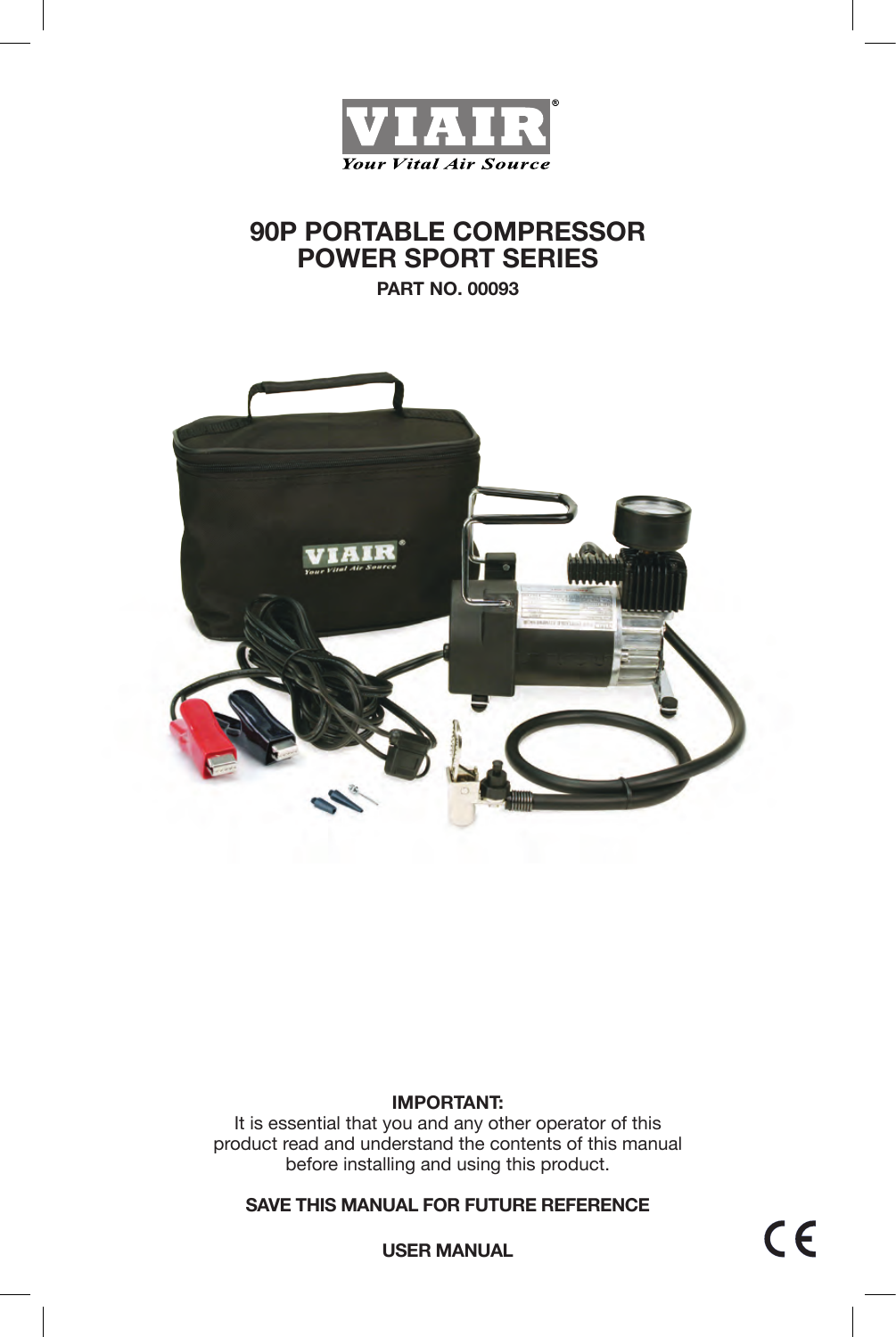VIAIR®

*Your Vital Air Source*

# 90P PORTABLE COMPRESSOR
# POWER SPORT SERIES

**PART NO. 00093**

**IMPORTANT:**
It is essential that you and any other operator of this product read and understand the contents of this manual before installing and using this product.

**SAVE THIS MANUAL FOR FUTURE REFERENCE**

**USER MANUAL**

CE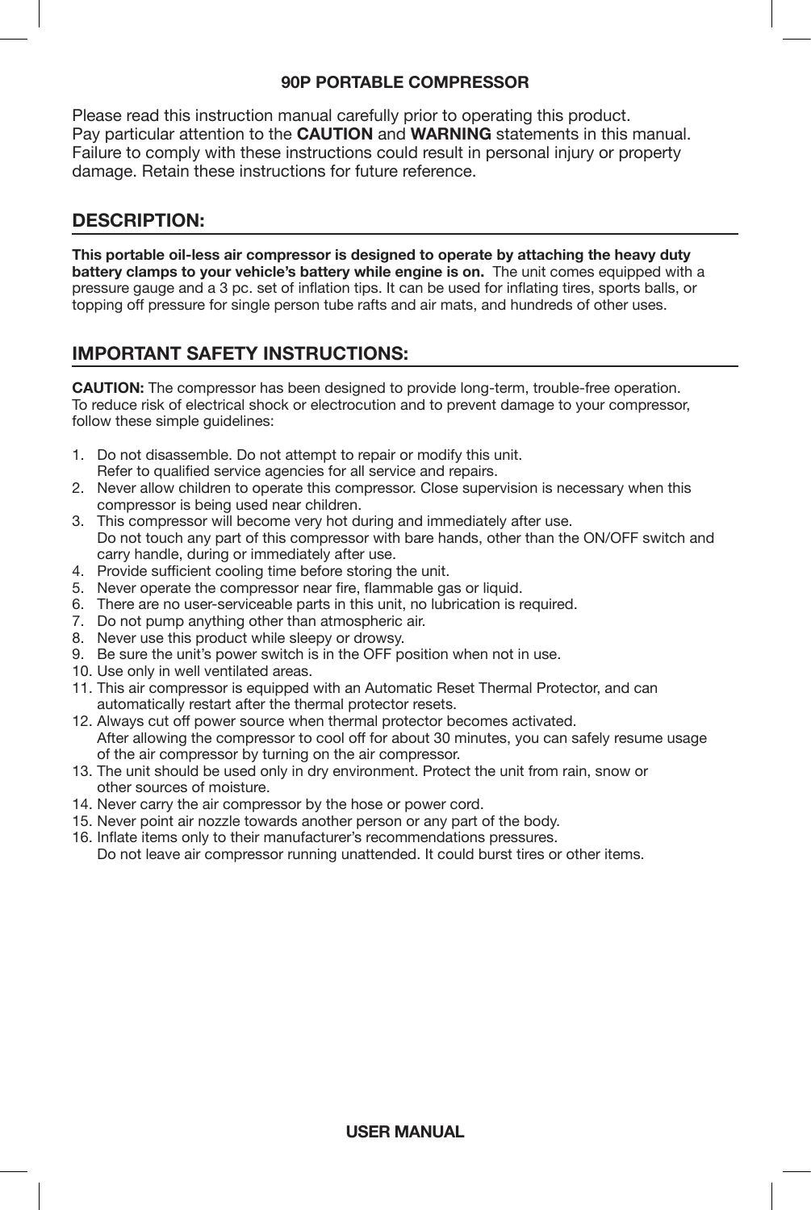# 90P PORTABLE COMPRESSOR

Please read this instruction manual carefully prior to operating this product.
Pay particular attention to the **CAUTION** and **WARNING** statements in this manual.
Failure to comply with these instructions could result in personal injury or property damage. Retain these instructions for future reference.

## DESCRIPTION:

**This portable oil-less air compressor is designed to operate by attaching the heavy duty battery clamps to your vehicle's battery while engine is on.** The unit comes equipped with a pressure gauge and a 3 pc. set of inflation tips. It can be used for inflating tires, sports balls, or topping off pressure for single person tube rafts and air mats, and hundreds of other uses.

## IMPORTANT SAFETY INSTRUCTIONS:

**CAUTION:** The compressor has been designed to provide long-term, trouble-free operation. To reduce risk of electrical shock or electrocution and to prevent damage to your compressor, follow these simple guidelines:

1. Do not disassemble. Do not attempt to repair or modify this unit.
   Refer to qualified service agencies for all service and repairs.
2. Never allow children to operate this compressor. Close supervision is necessary when this compressor is being used near children.
3. This compressor will become very hot during and immediately after use.
   Do not touch any part of this compressor with bare hands, other than the ON/OFF switch and carry handle, during or immediately after use.
4. Provide sufficient cooling time before storing the unit.
5. Never operate the compressor near fire, flammable gas or liquid.
6. There are no user-serviceable parts in this unit, no lubrication is required.
7. Do not pump anything other than atmospheric air.
8. Never use this product while sleepy or drowsy.
9. Be sure the unit's power switch is in the OFF position when not in use.
10. Use only in well ventilated areas.
11. This air compressor is equipped with an Automatic Reset Thermal Protector, and can automatically restart after the thermal protector resets.
12. Always cut off power source when thermal protector becomes activated.
    After allowing the compressor to cool off for about 30 minutes, you can safely resume usage of the air compressor by turning on the air compressor.
13. The unit should be used only in dry environment. Protect the unit from rain, snow or other sources of moisture.
14. Never carry the air compressor by the hose or power cord.
15. Never point air nozzle towards another person or any part of the body.
16. Inflate items only to their manufacturer's recommendations pressures.
    Do not leave air compressor running unattended. It could burst tires or other items.

**USER MANUAL**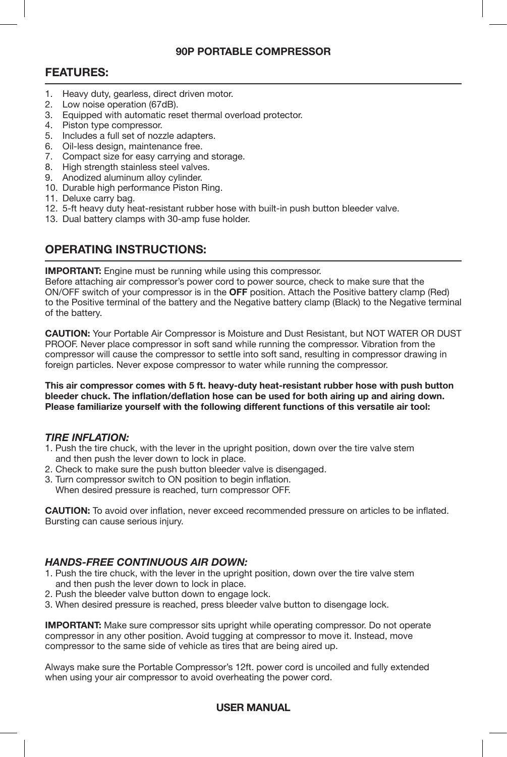## 90P PORTABLE COMPRESSOR

## FEATURES:

1. Heavy duty, gearless, direct driven motor.
2. Low noise operation (67dB).
3. Equipped with automatic reset thermal overload protector.
4. Piston type compressor.
5. Includes a full set of nozzle adapters.
6. Oil-less design, maintenance free.
7. Compact size for easy carrying and storage.
8. High strength stainless steel valves.
9. Anodized aluminum alloy cylinder.
10. Durable high performance Piston Ring.
11. Deluxe carry bag.
12. 5-ft heavy duty heat-resistant rubber hose with built-in push button bleeder valve.
13. Dual battery clamps with 30-amp fuse holder.

## OPERATING INSTRUCTIONS:

**IMPORTANT:** Engine must be running while using this compressor.
Before attaching air compressor's power cord to power source, check to make sure that the ON/OFF switch of your compressor is in the **OFF** position. Attach the Positive battery clamp (Red) to the Positive terminal of the battery and the Negative battery clamp (Black) to the Negative terminal of the battery.

**CAUTION:** Your Portable Air Compressor is Moisture and Dust Resistant, but NOT WATER OR DUST PROOF. Never place compressor in soft sand while running the compressor. Vibration from the compressor will cause the compressor to settle into soft sand, resulting in compressor drawing in foreign particles. Never expose compressor to water while running the compressor.

**This air compressor comes with 5 ft. heavy-duty heat-resistant rubber hose with push button bleeder chuck. The inflation/deflation hose can be used for both airing up and airing down. Please familiarize yourself with the following different functions of this versatile air tool:**

### *TIRE INFLATION:*

1. Push the tire chuck, with the lever in the upright position, down over the tire valve stem and then push the lever down to lock in place.
2. Check to make sure the push button bleeder valve is disengaged.
3. Turn compressor switch to ON position to begin inflation.
   When desired pressure is reached, turn compressor OFF.

**CAUTION:** To avoid over inflation, never exceed recommended pressure on articles to be inflated. Bursting can cause serious injury.

### *HANDS-FREE CONTINUOUS AIR DOWN:*

1. Push the tire chuck, with the lever in the upright position, down over the tire valve stem and then push the lever down to lock in place.
2. Push the bleeder valve button down to engage lock.
3. When desired pressure is reached, press bleeder valve button to disengage lock.

**IMPORTANT:** Make sure compressor sits upright while operating compressor. Do not operate compressor in any other position. Avoid tugging at compressor to move it. Instead, move compressor to the same side of vehicle as tires that are being aired up.

Always make sure the Portable Compressor's 12ft. power cord is uncoiled and fully extended when using your air compressor to avoid overheating the power cord.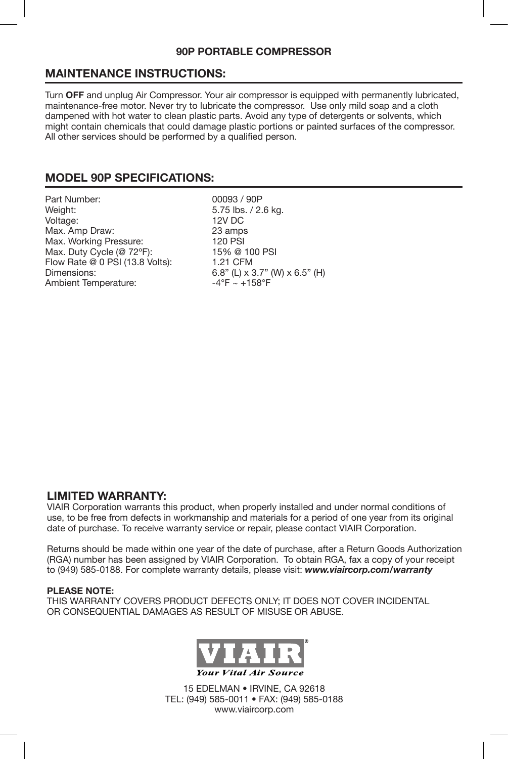**90P PORTABLE COMPRESSOR**

## MAINTENANCE INSTRUCTIONS:

Turn **OFF** and unplug Air Compressor. Your air compressor is equipped with permanently lubricated, maintenance-free motor. Never try to lubricate the compressor. Use only mild soap and a cloth dampened with hot water to clean plastic parts. Avoid any type of detergents or solvents, which might contain chemicals that could damage plastic portions or painted surfaces of the compressor. All other services should be performed by a qualified person.

## MODEL 90P SPECIFICATIONS:

| | |
|---|---|
| Part Number: | 00093 / 90P |
| Weight: | 5.75 lbs. / 2.6 kg. |
| Voltage: | 12V DC |
| Max. Amp Draw: | 23 amps |
| Max. Working Pressure: | 120 PSI |
| Max. Duty Cycle (@ 72°F): | 15% @ 100 PSI |
| Flow Rate @ 0 PSI (13.8 Volts): | 1.21 CFM |
| Dimensions: | 6.8" (L) x 3.7" (W) x 6.5" (H) |
| Ambient Temperature: | -4°F ~ +158°F |

## LIMITED WARRANTY:

VIAIR Corporation warrants this product, when properly installed and under normal conditions of use, to be free from defects in workmanship and materials for a period of one year from its original date of purchase. To receive warranty service or repair, please contact VIAIR Corporation.

Returns should be made within one year of the date of purchase, after a Return Goods Authorization (RGA) number has been assigned by VIAIR Corporation. To obtain RGA, fax a copy of your receipt to (949) 585-0188. For complete warranty details, please visit: ***www.viaircorp.com/warranty***

**PLEASE NOTE:**
THIS WARRANTY COVERS PRODUCT DEFECTS ONLY; IT DOES NOT COVER INCIDENTAL OR CONSEQUENTIAL DAMAGES AS RESULT OF MISUSE OR ABUSE.

VIAIR®
*Your Vital Air Source*

15 EDELMAN • IRVINE, CA 92618
TEL: (949) 585-0011 • FAX: (949) 585-0188
www.viaircorp.com